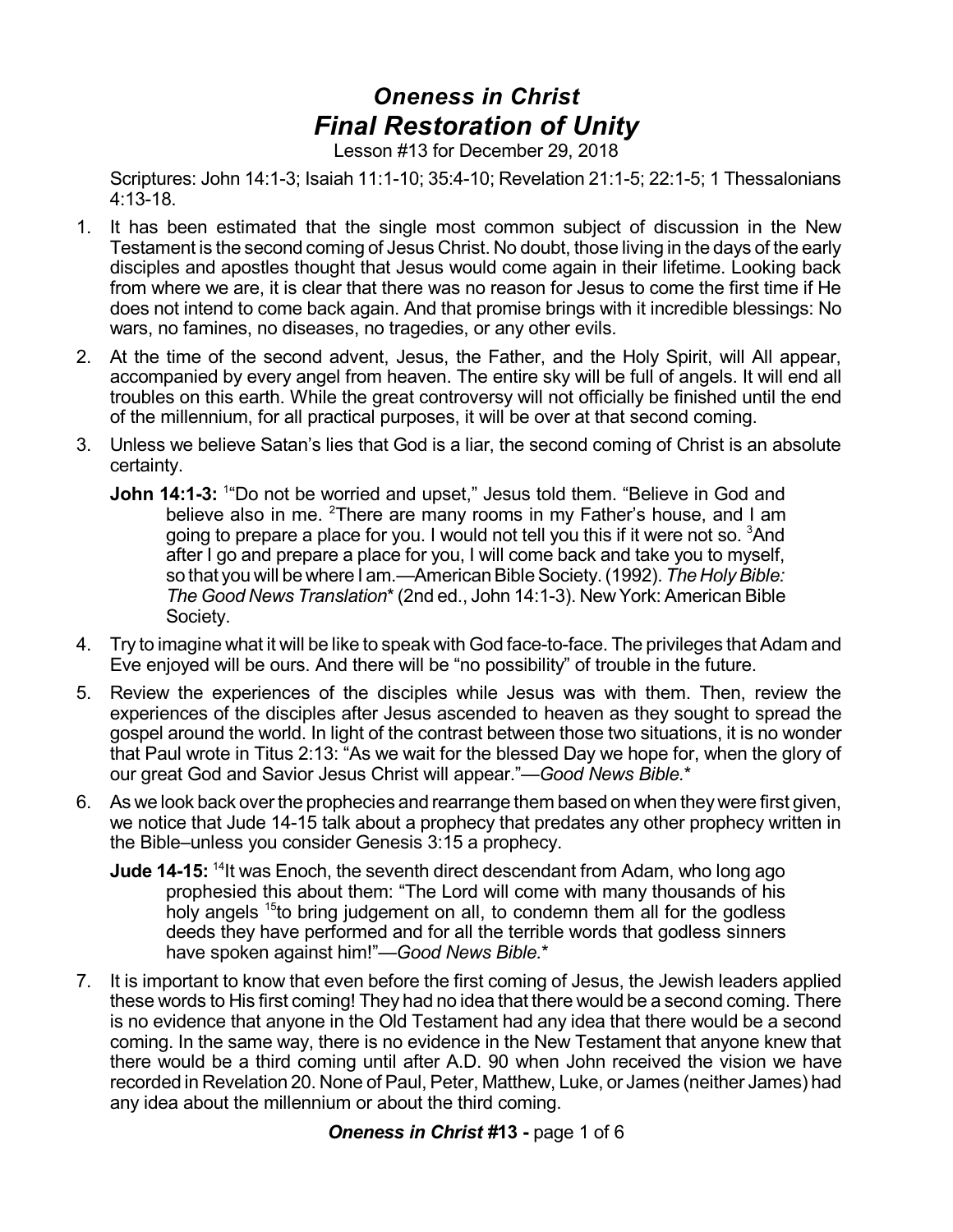# *Oneness in Christ*
# *Final Restoration of Unity*

Lesson #13 for December 29, 2018

Scriptures: John 14:1-3; Isaiah 11:1-10; 35:4-10; Revelation 21:1-5; 22:1-5; 1 Thessalonians 4:13-18.

1. It has been estimated that the single most common subject of discussion in the New Testament is the second coming of Jesus Christ. No doubt, those living in the days of the early disciples and apostles thought that Jesus would come again in their lifetime. Looking back from where we are, it is clear that there was no reason for Jesus to come the first time if He does not intend to come back again. And that promise brings with it incredible blessings: No wars, no famines, no diseases, no tragedies, or any other evils.

2. At the time of the second advent, Jesus, the Father, and the Holy Spirit, will All appear, accompanied by every angel from heaven. The entire sky will be full of angels. It will end all troubles on this earth. While the great controversy will not officially be finished until the end of the millennium, for all practical purposes, it will be over at that second coming.

3. Unless we believe Satan's lies that God is a liar, the second coming of Christ is an absolute certainty.

   **John 14:1-3:** [1]"Do not be worried and upset," Jesus told them. "Believe in God and believe also in me. [2]There are many rooms in my Father's house, and I am going to prepare a place for you. I would not tell you this if it were not so. [3]And after I go and prepare a place for you, I will come back and take you to myself, so that you will be where I am.—American Bible Society. (1992). *The Holy Bible: The Good News Translation*\* (2nd ed., John 14:1-3). New York: American Bible Society.

4. Try to imagine what it will be like to speak with God face-to-face. The privileges that Adam and Eve enjoyed will be ours. And there will be "no possibility" of trouble in the future.

5. Review the experiences of the disciples while Jesus was with them. Then, review the experiences of the disciples after Jesus ascended to heaven as they sought to spread the gospel around the world. In light of the contrast between those two situations, it is no wonder that Paul wrote in Titus 2:13: "As we wait for the blessed Day we hope for, when the glory of our great God and Savior Jesus Christ will appear."—*Good News Bible.*\*

6. As we look back over the prophecies and rearrange them based on when they were first given, we notice that Jude 14-15 talk about a prophecy that predates any other prophecy written in the Bible–unless you consider Genesis 3:15 a prophecy.

   **Jude 14-15:** [14]It was Enoch, the seventh direct descendant from Adam, who long ago prophesied this about them: "The Lord will come with many thousands of his holy angels [15]to bring judgement on all, to condemn them all for the godless deeds they have performed and for all the terrible words that godless sinners have spoken against him!"—*Good News Bible.*\*

7. It is important to know that even before the first coming of Jesus, the Jewish leaders applied these words to His first coming! They had no idea that there would be a second coming. There is no evidence that anyone in the Old Testament had any idea that there would be a second coming. In the same way, there is no evidence in the New Testament that anyone knew that there would be a third coming until after A.D. 90 when John received the vision we have recorded in Revelation 20. None of Paul, Peter, Matthew, Luke, or James (neither James) had any idea about the millennium or about the third coming.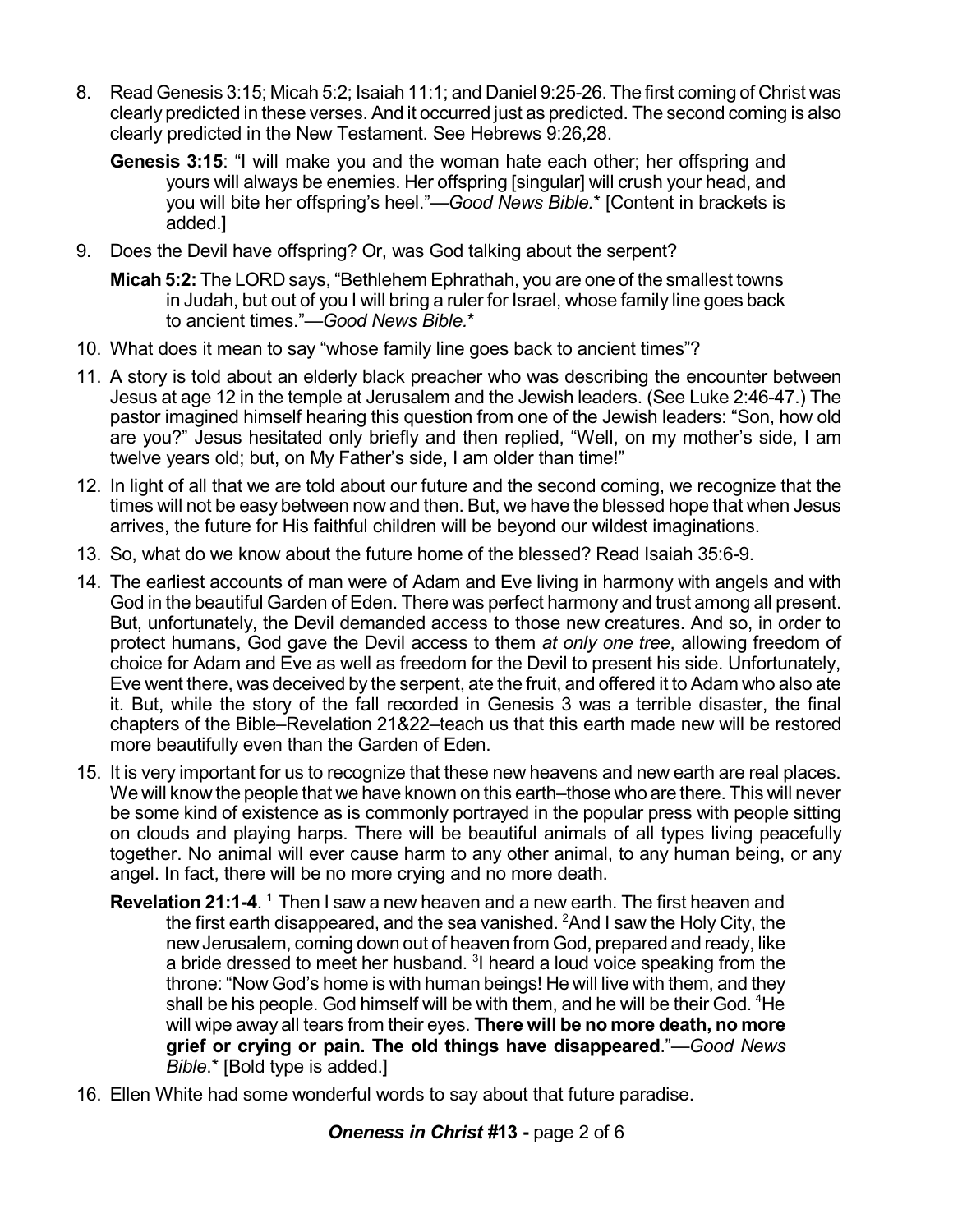8. Read Genesis 3:15; Micah 5:2; Isaiah 11:1; and Daniel 9:25-26. The first coming of Christ was clearly predicted in these verses. And it occurred just as predicted. The second coming is also clearly predicted in the New Testament. See Hebrews 9:26,28.

   **Genesis 3:15**: "I will make you and the woman hate each other; her offspring and yours will always be enemies. Her offspring [singular] will crush your head, and you will bite her offspring's heel."—*Good News Bible.** [Content in brackets is added.]

9. Does the Devil have offspring? Or, was God talking about the serpent?

   **Micah 5:2:** The LORD says, "Bethlehem Ephrathah, you are one of the smallest towns in Judah, but out of you I will bring a ruler for Israel, whose family line goes back to ancient times."—*Good News Bible.**

10. What does it mean to say "whose family line goes back to ancient times"?

11. A story is told about an elderly black preacher who was describing the encounter between Jesus at age 12 in the temple at Jerusalem and the Jewish leaders. (See Luke 2:46-47.) The pastor imagined himself hearing this question from one of the Jewish leaders: "Son, how old are you?" Jesus hesitated only briefly and then replied, "Well, on my mother's side, I am twelve years old; but, on My Father's side, I am older than time!"

12. In light of all that we are told about our future and the second coming, we recognize that the times will not be easy between now and then. But, we have the blessed hope that when Jesus arrives, the future for His faithful children will be beyond our wildest imaginations.

13. So, what do we know about the future home of the blessed? Read Isaiah 35:6-9.

14. The earliest accounts of man were of Adam and Eve living in harmony with angels and with God in the beautiful Garden of Eden. There was perfect harmony and trust among all present. But, unfortunately, the Devil demanded access to those new creatures. And so, in order to protect humans, God gave the Devil access to them *at only one tree*, allowing freedom of choice for Adam and Eve as well as freedom for the Devil to present his side. Unfortunately, Eve went there, was deceived by the serpent, ate the fruit, and offered it to Adam who also ate it. But, while the story of the fall recorded in Genesis 3 was a terrible disaster, the final chapters of the Bible–Revelation 21&22–teach us that this earth made new will be restored more beautifully even than the Garden of Eden.

15. It is very important for us to recognize that these new heavens and new earth are real places. We will know the people that we have known on this earth–those who are there. This will never be some kind of existence as is commonly portrayed in the popular press with people sitting on clouds and playing harps. There will be beautiful animals of all types living peacefully together. No animal will ever cause harm to any other animal, to any human being, or any angel. In fact, there will be no more crying and no more death.

    **Revelation 21:1-4**. [1] Then I saw a new heaven and a new earth. The first heaven and the first earth disappeared, and the sea vanished. [2] And I saw the Holy City, the new Jerusalem, coming down out of heaven from God, prepared and ready, like a bride dressed to meet her husband. [3] I heard a loud voice speaking from the throne: "Now God's home is with human beings! He will live with them, and they shall be his people. God himself will be with them, and he will be their God. [4] He will wipe away all tears from their eyes. **There will be no more death, no more grief or crying or pain. The old things have disappeared**."—*Good News Bible*.* [Bold type is added.]

16. Ellen White had some wonderful words to say about that future paradise.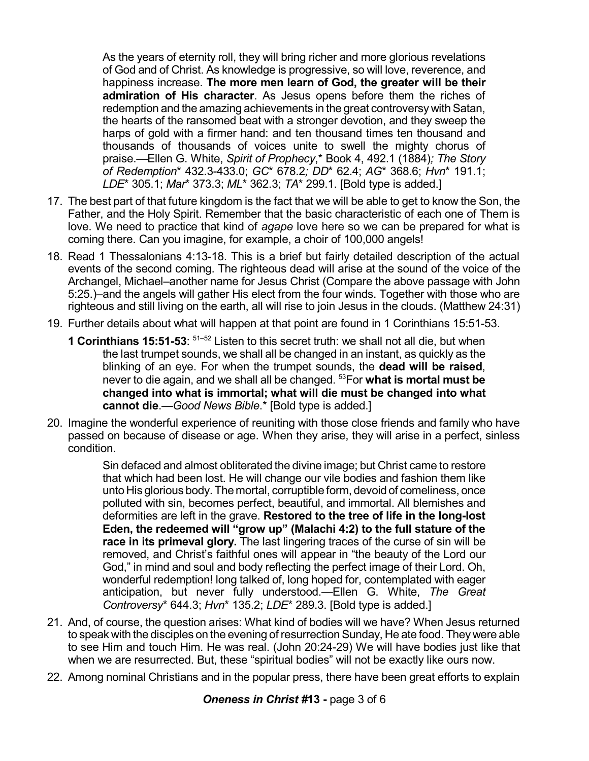> As the years of eternity roll, they will bring richer and more glorious revelations of God and of Christ. As knowledge is progressive, so will love, reverence, and happiness increase. **The more men learn of God, the greater will be their admiration of His character**. As Jesus opens before them the riches of redemption and the amazing achievements in the great controversy with Satan, the hearts of the ransomed beat with a stronger devotion, and they sweep the harps of gold with a firmer hand: and ten thousand times ten thousand and thousands of thousands of voices unite to swell the mighty chorus of praise.—Ellen G. White, *Spirit of Prophecy*,* Book 4, 492.1 (1884)*; The Story of Redemption** 432.3-433.0; *GC** 678.2*; DD** 62.4; *AG** 368.6; *Hvn** 191.1; *LDE** 305.1; *Mar** 373.3; *ML** 362.3; *TA** 299.1. [Bold type is added.]

17. The best part of that future kingdom is the fact that we will be able to get to know the Son, the Father, and the Holy Spirit. Remember that the basic characteristic of each one of Them is love. We need to practice that kind of *agape* love here so we can be prepared for what is coming there. Can you imagine, for example, a choir of 100,000 angels!

18. Read 1 Thessalonians 4:13-18. This is a brief but fairly detailed description of the actual events of the second coming. The righteous dead will arise at the sound of the voice of the Archangel, Michael–another name for Jesus Christ (Compare the above passage with John 5:25.)–and the angels will gather His elect from the four winds. Together with those who are righteous and still living on the earth, all will rise to join Jesus in the clouds. (Matthew 24:31)

19. Further details about what will happen at that point are found in 1 Corinthians 15:51-53.

    **1 Corinthians 15:51-53**: [51–52] Listen to this secret truth: we shall not all die, but when the last trumpet sounds, we shall all be changed in an instant, as quickly as the blinking of an eye. For when the trumpet sounds, the **dead will be raised**, never to die again, and we shall all be changed. [53]For **what is mortal must be changed into what is immortal; what will die must be changed into what cannot die**.—*Good News Bible*.* [Bold type is added.]

20. Imagine the wonderful experience of reuniting with those close friends and family who have passed on because of disease or age. When they arise, they will arise in a perfect, sinless condition.

    > Sin defaced and almost obliterated the divine image; but Christ came to restore that which had been lost. He will change our vile bodies and fashion them like unto His glorious body. The mortal, corruptible form, devoid of comeliness, once polluted with sin, becomes perfect, beautiful, and immortal. All blemishes and deformities are left in the grave. **Restored to the tree of life in the long-lost Eden, the redeemed will "grow up" (Malachi 4:2) to the full stature of the race in its primeval glory.** The last lingering traces of the curse of sin will be removed, and Christ's faithful ones will appear in "the beauty of the Lord our God," in mind and soul and body reflecting the perfect image of their Lord. Oh, wonderful redemption! long talked of, long hoped for, contemplated with eager anticipation, but never fully understood.—Ellen G. White, *The Great Controversy** 644.3; *Hvn** 135.2; *LDE** 289.3. [Bold type is added.]

21. And, of course, the question arises: What kind of bodies will we have? When Jesus returned to speak with the disciples on the evening of resurrection Sunday, He ate food. They were able to see Him and touch Him. He was real. (John 20:24-29) We will have bodies just like that when we are resurrected. But, these "spiritual bodies" will not be exactly like ours now.

22. Among nominal Christians and in the popular press, there have been great efforts to explain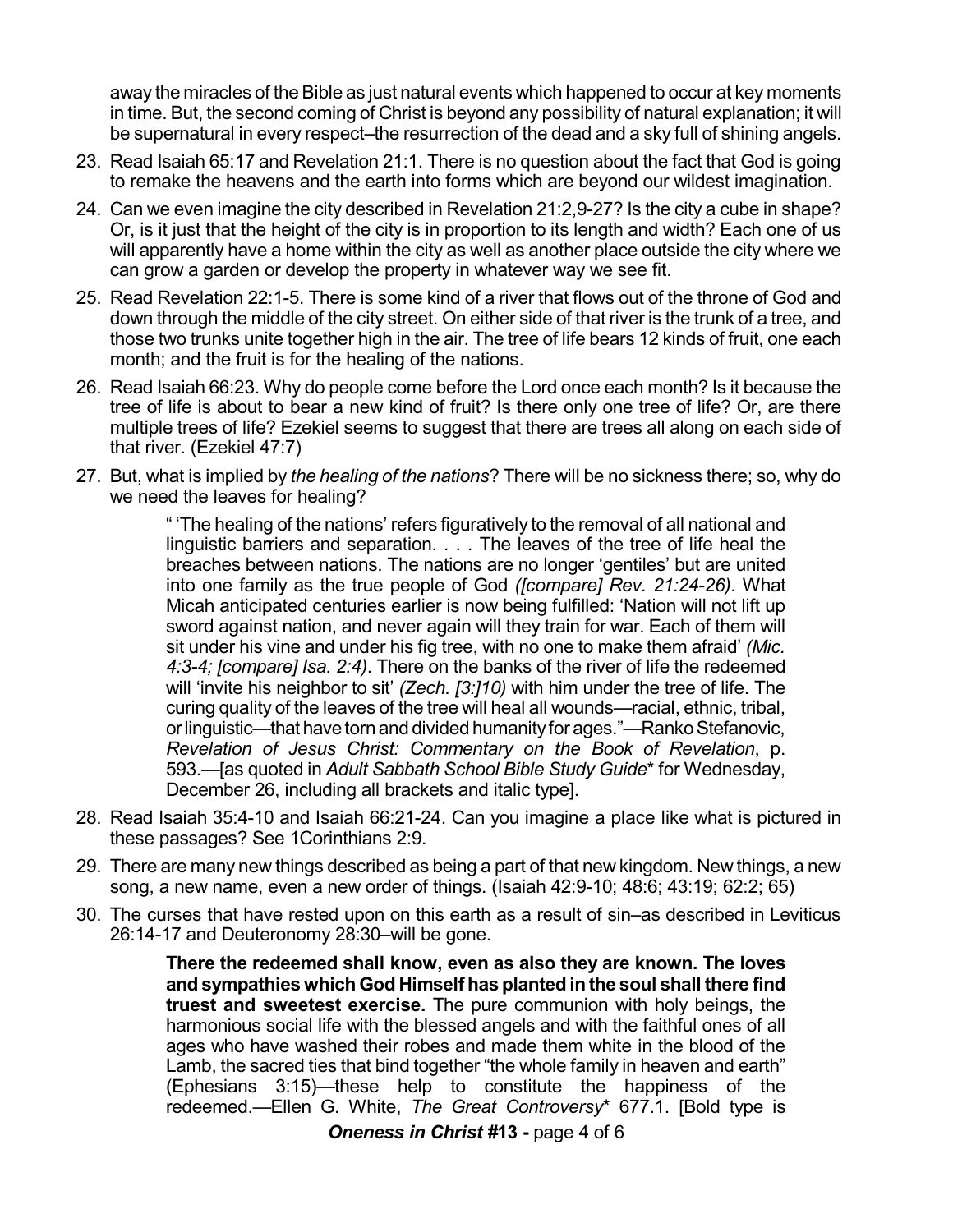away the miracles of the Bible as just natural events which happened to occur at key moments in time. But, the second coming of Christ is beyond any possibility of natural explanation; it will be supernatural in every respect–the resurrection of the dead and a sky full of shining angels.

23. Read Isaiah 65:17 and Revelation 21:1. There is no question about the fact that God is going to remake the heavens and the earth into forms which are beyond our wildest imagination.
24. Can we even imagine the city described in Revelation 21:2,9-27? Is the city a cube in shape? Or, is it just that the height of the city is in proportion to its length and width? Each one of us will apparently have a home within the city as well as another place outside the city where we can grow a garden or develop the property in whatever way we see fit.
25. Read Revelation 22:1-5. There is some kind of a river that flows out of the throne of God and down through the middle of the city street. On either side of that river is the trunk of a tree, and those two trunks unite together high in the air. The tree of life bears 12 kinds of fruit, one each month; and the fruit is for the healing of the nations.
26. Read Isaiah 66:23. Why do people come before the Lord once each month? Is it because the tree of life is about to bear a new kind of fruit? Is there only one tree of life? Or, are there multiple trees of life? Ezekiel seems to suggest that there are trees all along on each side of that river. (Ezekiel 47:7)
27. But, what is implied by *the healing of the nations*? There will be no sickness there; so, why do we need the leaves for healing?

> " 'The healing of the nations' refers figuratively to the removal of all national and linguistic barriers and separation. . . . The leaves of the tree of life heal the breaches between nations. The nations are no longer 'gentiles' but are united into one family as the true people of God *([compare] Rev. 21:24-26)*. What Micah anticipated centuries earlier is now being fulfilled: 'Nation will not lift up sword against nation, and never again will they train for war. Each of them will sit under his vine and under his fig tree, with no one to make them afraid' *(Mic. 4:3-4; [compare] Isa. 2:4)*. There on the banks of the river of life the redeemed will 'invite his neighbor to sit' *(Zech. [3:]10)* with him under the tree of life. The curing quality of the leaves of the tree will heal all wounds—racial, ethnic, tribal, or linguistic—that have torn and divided humanity for ages."—Ranko Stefanovic, *Revelation of Jesus Christ: Commentary on the Book of Revelation*, p. 593.—[as quoted in *Adult Sabbath School Bible Study Guide*\* for Wednesday, December 26, including all brackets and italic type].

28. Read Isaiah 35:4-10 and Isaiah 66:21-24. Can you imagine a place like what is pictured in these passages? See 1Corinthians 2:9.
29. There are many new things described as being a part of that new kingdom. New things, a new song, a new name, even a new order of things. (Isaiah 42:9-10; 48:6; 43:19; 62:2; 65)
30. The curses that have rested upon on this earth as a result of sin–as described in Leviticus 26:14-17 and Deuteronomy 28:30–will be gone.

> **There the redeemed shall know, even as also they are known. The loves and sympathies which God Himself has planted in the soul shall there find truest and sweetest exercise.** The pure communion with holy beings, the harmonious social life with the blessed angels and with the faithful ones of all ages who have washed their robes and made them white in the blood of the Lamb, the sacred ties that bind together "the whole family in heaven and earth" (Ephesians 3:15)—these help to constitute the happiness of the redeemed.—Ellen G. White, *The Great Controversy*\* 677.1. [Bold type is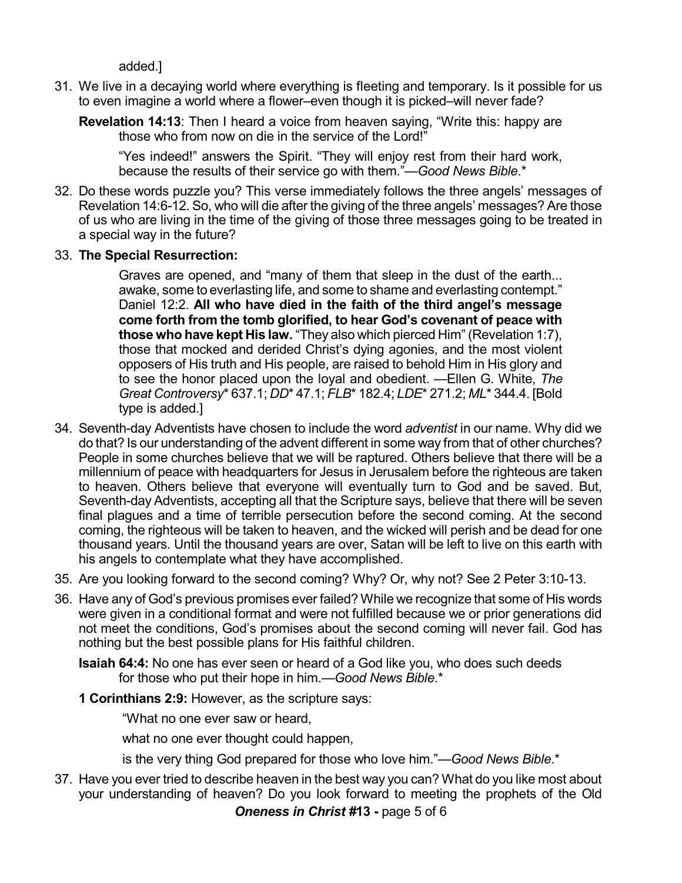added.]

31. We live in a decaying world where everything is fleeting and temporary. Is it possible for us to even imagine a world where a flower–even though it is picked–will never fade?

    **Revelation 14:13**: Then I heard a voice from heaven saying, "Write this: happy are those who from now on die in the service of the Lord!"

    "Yes indeed!" answers the Spirit. "They will enjoy rest from their hard work, because the results of their service go with them."—*Good News Bible*.*

32. Do these words puzzle you? This verse immediately follows the three angels' messages of Revelation 14:6-12. So, who will die after the giving of the three angels' messages? Are those of us who are living in the time of the giving of those three messages going to be treated in a special way in the future?

33. **The Special Resurrection:**

    > Graves are opened, and "many of them that sleep in the dust of the earth... awake, some to everlasting life, and some to shame and everlasting contempt." Daniel 12:2. **All who have died in the faith of the third angel's message come forth from the tomb glorified, to hear God's covenant of peace with those who have kept His law.** "They also which pierced Him" (Revelation 1:7), those that mocked and derided Christ's dying agonies, and the most violent opposers of His truth and His people, are raised to behold Him in His glory and to see the honor placed upon the loyal and obedient. —Ellen G. White, *The Great Controversy** 637.1; *DD** 47.1; *FLB** 182.4; *LDE** 271.2; *ML** 344.4. [Bold type is added.]

34. Seventh-day Adventists have chosen to include the word *adventist* in our name. Why did we do that? Is our understanding of the advent different in some way from that of other churches? People in some churches believe that we will be raptured. Others believe that there will be a millennium of peace with headquarters for Jesus in Jerusalem before the righteous are taken to heaven. Others believe that everyone will eventually turn to God and be saved. But, Seventh-day Adventists, accepting all that the Scripture says, believe that there will be seven final plagues and a time of terrible persecution before the second coming. At the second coming, the righteous will be taken to heaven, and the wicked will perish and be dead for one thousand years. Until the thousand years are over, Satan will be left to live on this earth with his angels to contemplate what they have accomplished.

35. Are you looking forward to the second coming? Why? Or, why not? See 2 Peter 3:10-13.

36. Have any of God's previous promises ever failed? While we recognize that some of His words were given in a conditional format and were not fulfilled because we or prior generations did not meet the conditions, God's promises about the second coming will never fail. God has nothing but the best possible plans for His faithful children.

    **Isaiah 64:4:** No one has ever seen or heard of a God like you, who does such deeds for those who put their hope in him.—*Good News Bible*.*

    **1 Corinthians 2:9:** However, as the scripture says:

    "What no one ever saw or heard,

    what no one ever thought could happen,

    is the very thing God prepared for those who love him."—*Good News Bible*.*

37. Have you ever tried to describe heaven in the best way you can? What do you like most about your understanding of heaven? Do you look forward to meeting the prophets of the Old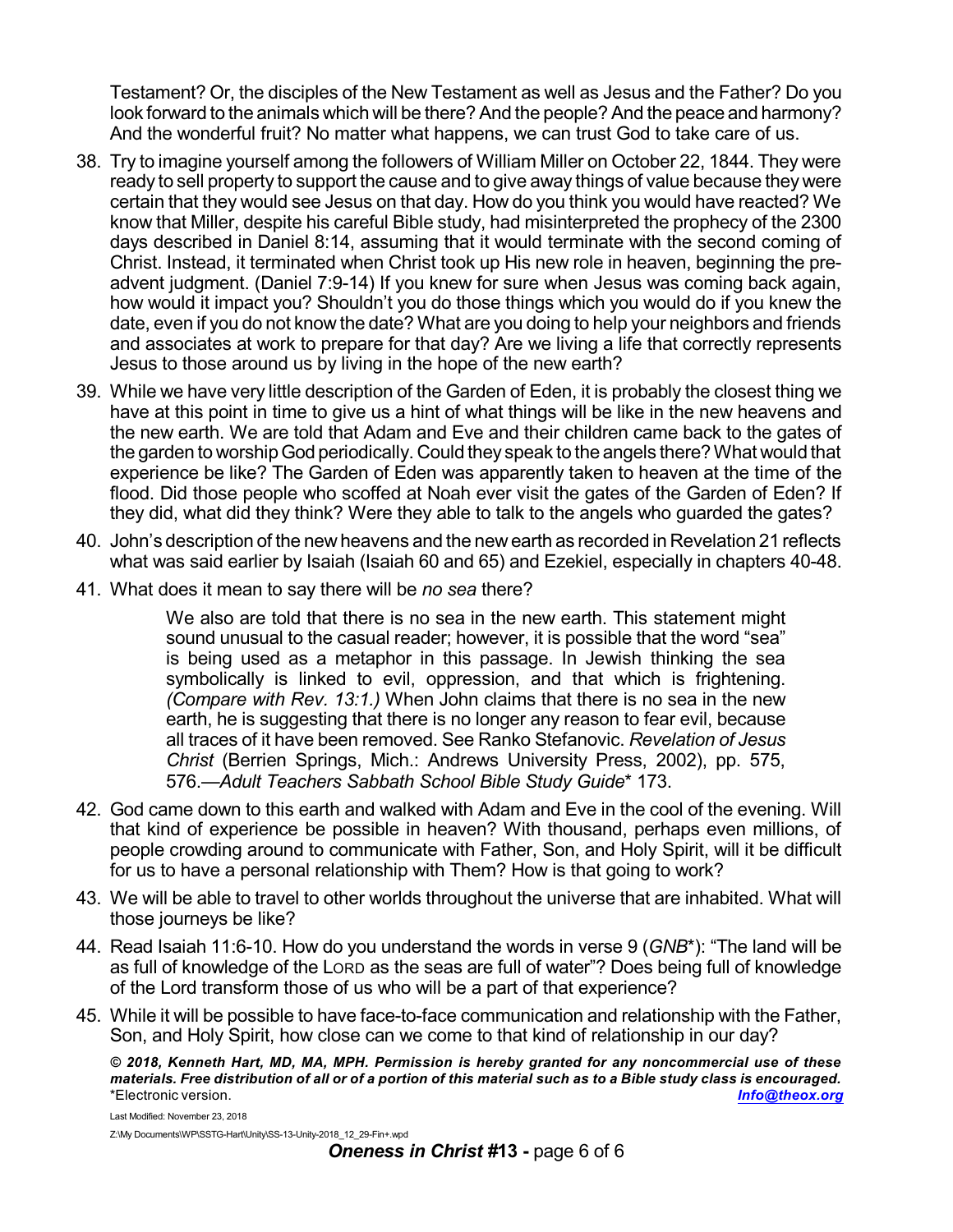Testament? Or, the disciples of the New Testament as well as Jesus and the Father? Do you look forward to the animals which will be there? And the people? And the peace and harmony? And the wonderful fruit? No matter what happens, we can trust God to take care of us.

38. Try to imagine yourself among the followers of William Miller on October 22, 1844. They were ready to sell property to support the cause and to give away things of value because they were certain that they would see Jesus on that day. How do you think you would have reacted? We know that Miller, despite his careful Bible study, had misinterpreted the prophecy of the 2300 days described in Daniel 8:14, assuming that it would terminate with the second coming of Christ. Instead, it terminated when Christ took up His new role in heaven, beginning the pre-advent judgment. (Daniel 7:9-14) If you knew for sure when Jesus was coming back again, how would it impact you? Shouldn't you do those things which you would do if you knew the date, even if you do not know the date? What are you doing to help your neighbors and friends and associates at work to prepare for that day? Are we living a life that correctly represents Jesus to those around us by living in the hope of the new earth?

39. While we have very little description of the Garden of Eden, it is probably the closest thing we have at this point in time to give us a hint of what things will be like in the new heavens and the new earth. We are told that Adam and Eve and their children came back to the gates of the garden to worship God periodically. Could they speak to the angels there? What would that experience be like? The Garden of Eden was apparently taken to heaven at the time of the flood. Did those people who scoffed at Noah ever visit the gates of the Garden of Eden? If they did, what did they think? Were they able to talk to the angels who guarded the gates?

40. John's description of the new heavens and the new earth as recorded in Revelation 21 reflects what was said earlier by Isaiah (Isaiah 60 and 65) and Ezekiel, especially in chapters 40-48.

41. What does it mean to say there will be *no sea* there?

    > We also are told that there is no sea in the new earth. This statement might sound unusual to the casual reader; however, it is possible that the word "sea" is being used as a metaphor in this passage. In Jewish thinking the sea symbolically is linked to evil, oppression, and that which is frightening. *(Compare with Rev. 13:1.)* When John claims that there is no sea in the new earth, he is suggesting that there is no longer any reason to fear evil, because all traces of it have been removed. See Ranko Stefanovic. *Revelation of Jesus Christ* (Berrien Springs, Mich.: Andrews University Press, 2002), pp. 575, 576.—*Adult Teachers Sabbath School Bible Study Guide*\* 173.

42. God came down to this earth and walked with Adam and Eve in the cool of the evening. Will that kind of experience be possible in heaven? With thousand, perhaps even millions, of people crowding around to communicate with Father, Son, and Holy Spirit, will it be difficult for us to have a personal relationship with Them? How is that going to work?

43. We will be able to travel to other worlds throughout the universe that are inhabited. What will those journeys be like?

44. Read Isaiah 11:6-10. How do you understand the words in verse 9 (*GNB*\*): "The land will be as full of knowledge of the LORD as the seas are full of water"? Does being full of knowledge of the Lord transform those of us who will be a part of that experience?

45. While it will be possible to have face-to-face communication and relationship with the Father, Son, and Holy Spirit, how close can we come to that kind of relationship in our day?

***© 2018, Kenneth Hart, MD, MA, MPH. Permission is hereby granted for any noncommercial use of these materials. Free distribution of all or of a portion of this material such as to a Bible study class is encouraged.***
\*Electronic version. ***Info@theox.org***

Last Modified: November 23, 2018

Z:\My Documents\WP\SSTG-Hart\Unity\SS-13-Unity-2018_12_29-Fin+.wpd